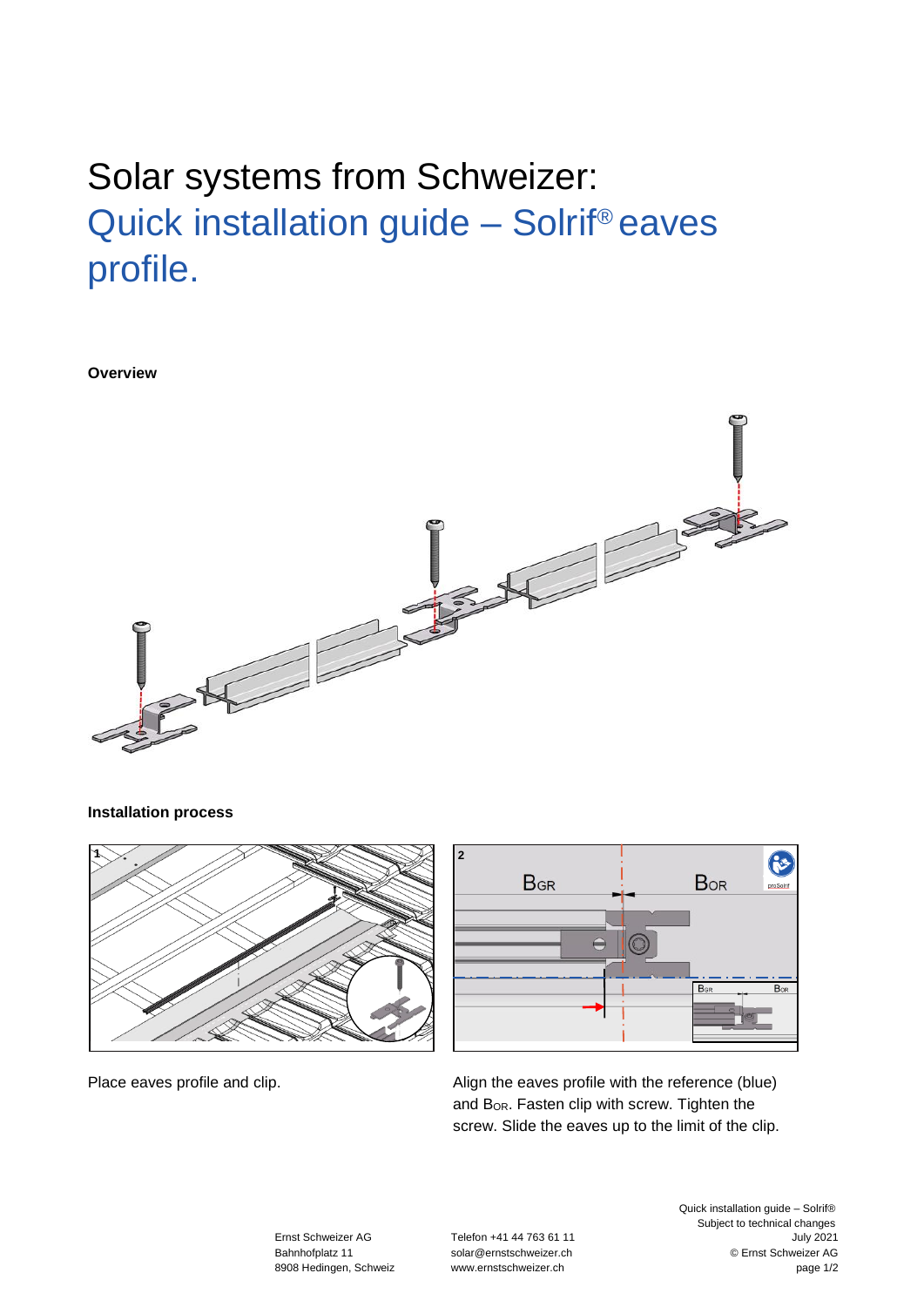# Solar systems from Schweizer:
## Quick installation guide – Solrif® eaves profile.

**Overview**

**Installation process**

Place eaves profile and clip.

Align the eaves profile with the reference (blue) and $B_{OR}$. Fasten clip with screw. Tighten the screw. Slide the eaves up to the limit of the clip.

Ernst Schweizer AG
Bahnhofplatz 11
8908 Hedingen, Schweiz

Telefon +41 44 763 61 11
solar@ernstschweizer.ch
www.ernstschweizer.ch

Quick installation guide – Solrif®
Subject to technical changes
July 2021
© Ernst Schweizer AG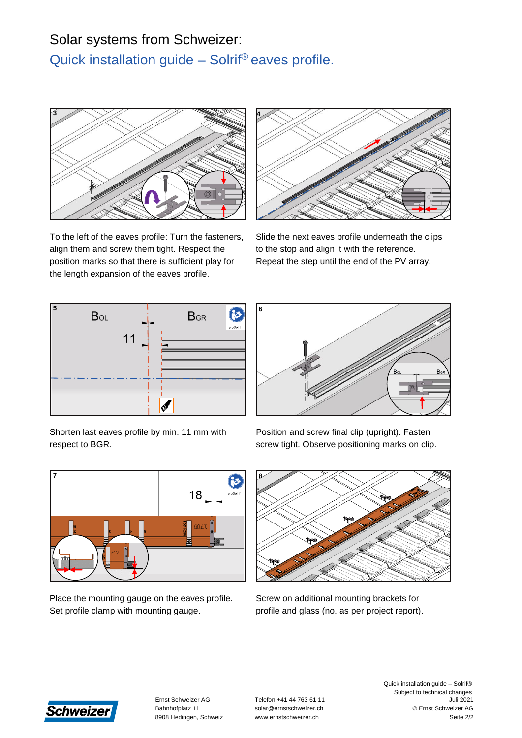# Solar systems from Schweizer:

## Quick installation guide – Solrif® eaves profile.

3

To the left of the eaves profile: Turn the fasteners, align them and screw them tight. Respect the position marks so that there is sufficient play for the length expansion of the eaves profile.

4

Slide the next eaves profile underneath the clips to the stop and align it with the reference. Repeat the step until the end of the PV array.

5

BOL

BGR

11

Shorten last eaves profile by min. 11 mm with respect to BGR.

6

BOL

BGR

Position and screw final clip (upright). Fasten screw tight. Observe positioning marks on clip.

7

18

Place the mounting gauge on the eaves profile. Set profile clamp with mounting gauge.

8

Screw on additional mounting brackets for profile and glass (no. as per project report).

Ernst Schweizer AG
Bahnhofplatz 11
8908 Hedingen, Schweiz

Telefon +41 44 763 61 11
solar@ernstschweizer.ch
www.ernstschweizer.ch

Quick installation guide – Solrif®
Subject to technical changes
Juli 2021
© Ernst Schweizer AG